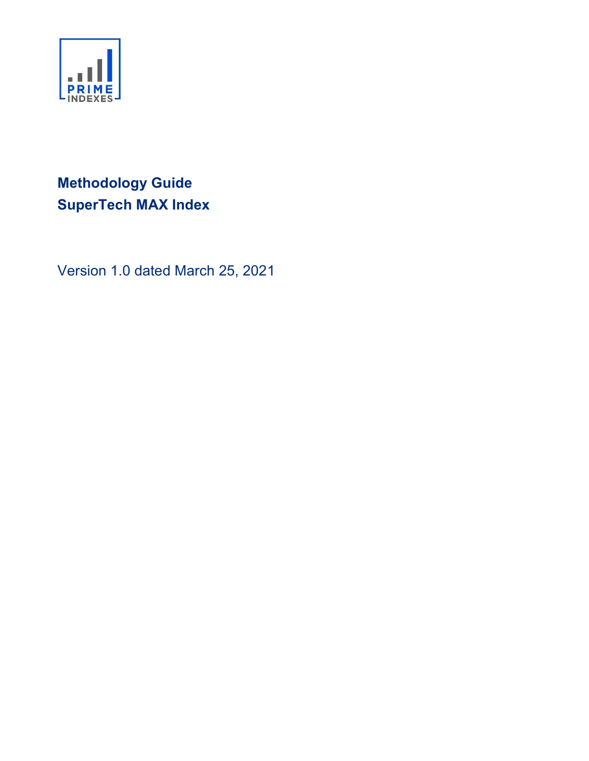PRIME INDEXES

# Methodology Guide
# SuperTech MAX Index

Version 1.0 dated March 25, 2021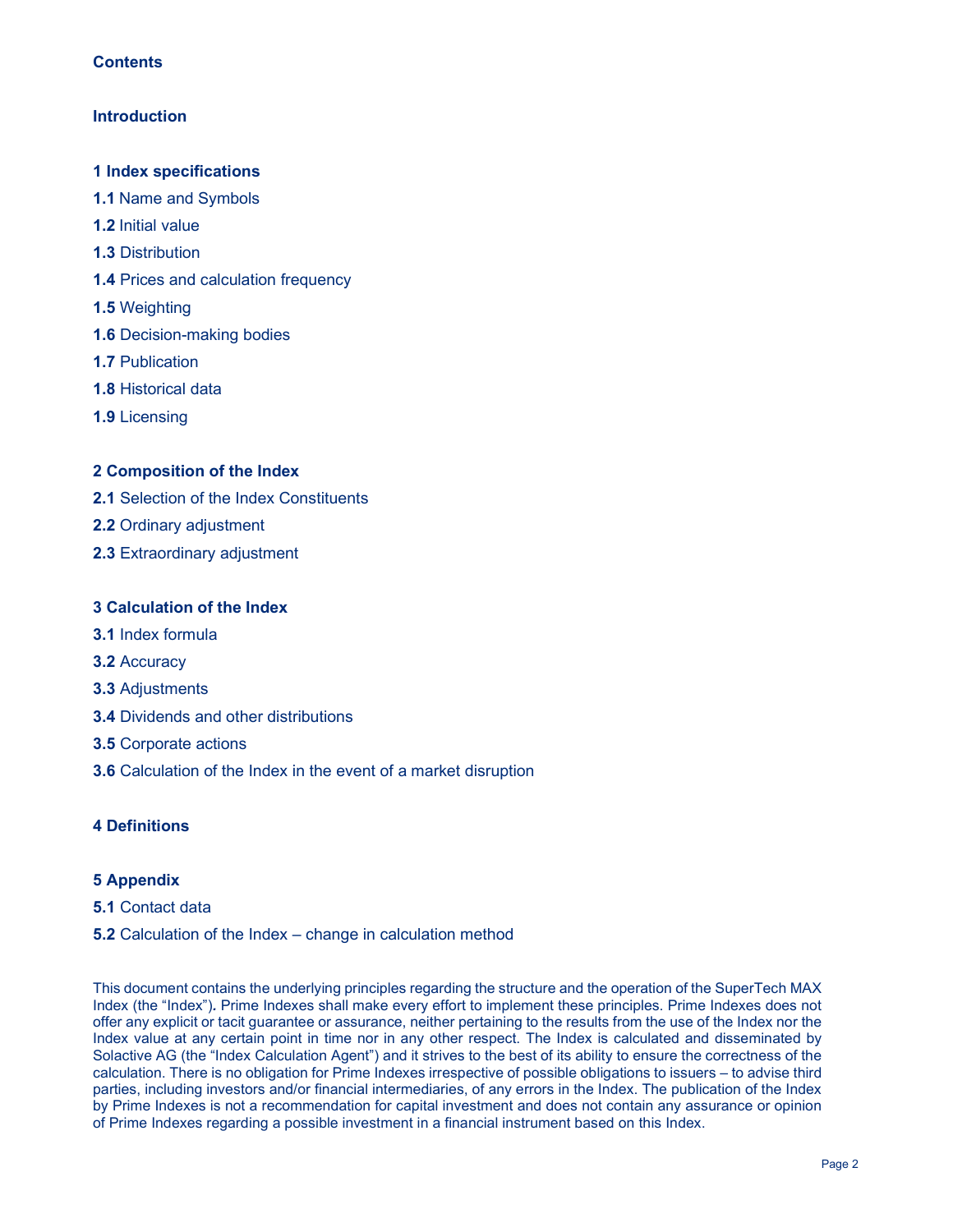## Contents

**Introduction**

**1 Index specifications**

**1.1** Name and Symbols

**1.2** Initial value

**1.3** Distribution

**1.4** Prices and calculation frequency

**1.5** Weighting

**1.6** Decision-making bodies

**1.7** Publication

**1.8** Historical data

**1.9** Licensing

**2 Composition of the Index**

**2.1** Selection of the Index Constituents

**2.2** Ordinary adjustment

**2.3** Extraordinary adjustment

**3 Calculation of the Index**

**3.1** Index formula

**3.2** Accuracy

**3.3** Adjustments

**3.4** Dividends and other distributions

**3.5** Corporate actions

**3.6** Calculation of the Index in the event of a market disruption

**4 Definitions**

**5 Appendix**

**5.1** Contact data

**5.2** Calculation of the Index – change in calculation method

This document contains the underlying principles regarding the structure and the operation of the SuperTech MAX Index (the "Index"). Prime Indexes shall make every effort to implement these principles. Prime Indexes does not offer any explicit or tacit guarantee or assurance, neither pertaining to the results from the use of the Index nor the Index value at any certain point in time nor in any other respect. The Index is calculated and disseminated by Solactive AG (the "Index Calculation Agent") and it strives to the best of its ability to ensure the correctness of the calculation. There is no obligation for Prime Indexes irrespective of possible obligations to issuers – to advise third parties, including investors and/or financial intermediaries, of any errors in the Index. The publication of the Index by Prime Indexes is not a recommendation for capital investment and does not contain any assurance or opinion of Prime Indexes regarding a possible investment in a financial instrument based on this Index.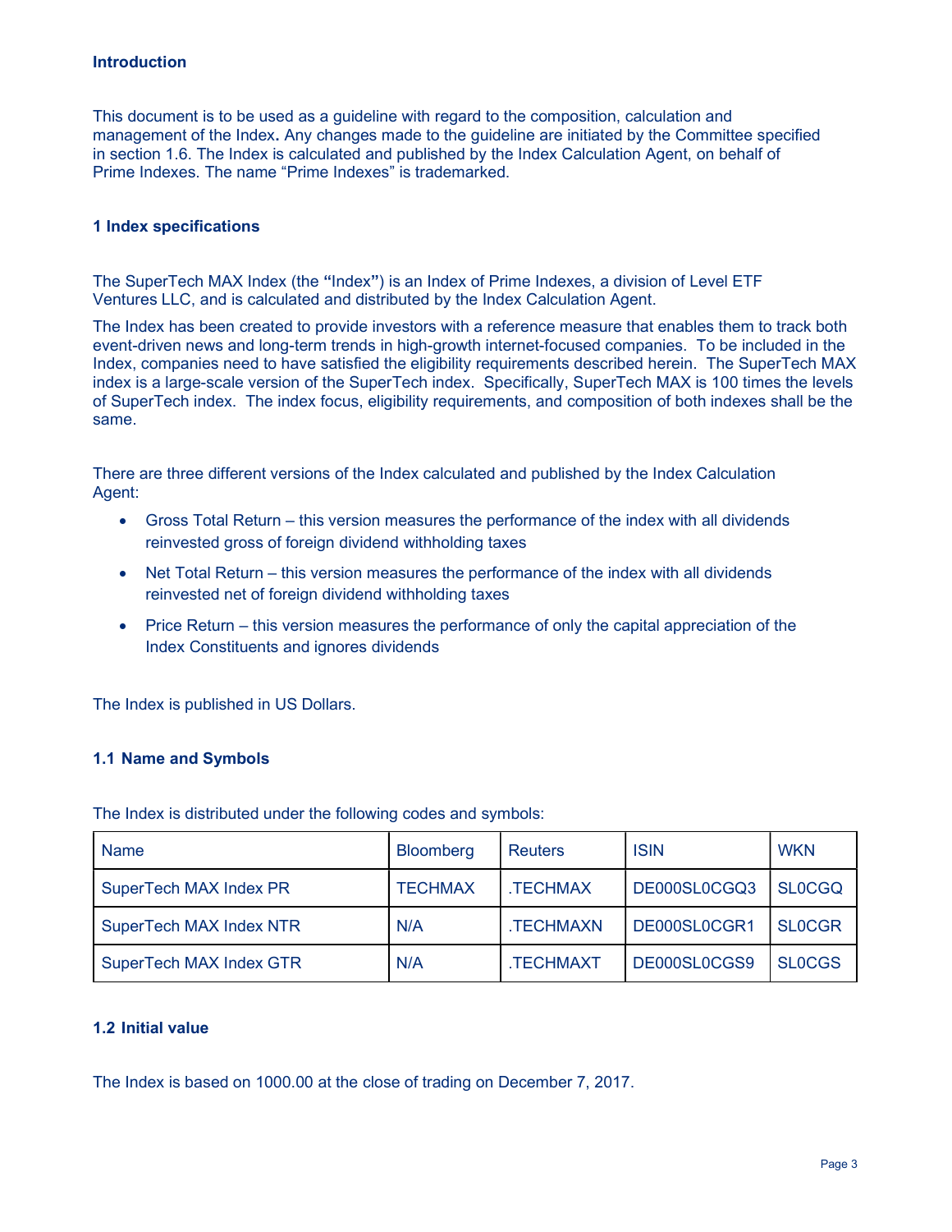## Introduction

This document is to be used as a guideline with regard to the composition, calculation and management of the Index**.** Any changes made to the guideline are initiated by the Committee specified in section 1.6. The Index is calculated and published by the Index Calculation Agent, on behalf of Prime Indexes. The name "Prime Indexes" is trademarked.

## 1 Index specifications

The SuperTech MAX Index (the **"**Index**"**) is an Index of Prime Indexes, a division of Level ETF Ventures LLC, and is calculated and distributed by the Index Calculation Agent.

The Index has been created to provide investors with a reference measure that enables them to track both event-driven news and long-term trends in high-growth internet-focused companies. To be included in the Index, companies need to have satisfied the eligibility requirements described herein. The SuperTech MAX index is a large-scale version of the SuperTech index. Specifically, SuperTech MAX is 100 times the levels of SuperTech index. The index focus, eligibility requirements, and composition of both indexes shall be the same.

There are three different versions of the Index calculated and published by the Index Calculation Agent:

- Gross Total Return – this version measures the performance of the index with all dividends reinvested gross of foreign dividend withholding taxes
- Net Total Return – this version measures the performance of the index with all dividends reinvested net of foreign dividend withholding taxes
- Price Return – this version measures the performance of only the capital appreciation of the Index Constituents and ignores dividends

The Index is published in US Dollars.

### 1.1 Name and Symbols

The Index is distributed under the following codes and symbols:

| Name | Bloomberg | Reuters | ISIN | WKN |
|---|---|---|---|---|
| SuperTech MAX Index PR | TECHMAX | .TECHMAX | DE000SL0CGQ3 | SL0CGQ |
| SuperTech MAX Index NTR | N/A | .TECHMAXN | DE000SL0CGR1 | SL0CGR |
| SuperTech MAX Index GTR | N/A | .TECHMAXT | DE000SL0CGS9 | SL0CGS |

### 1.2 Initial value

The Index is based on 1000.00 at the close of trading on December 7, 2017.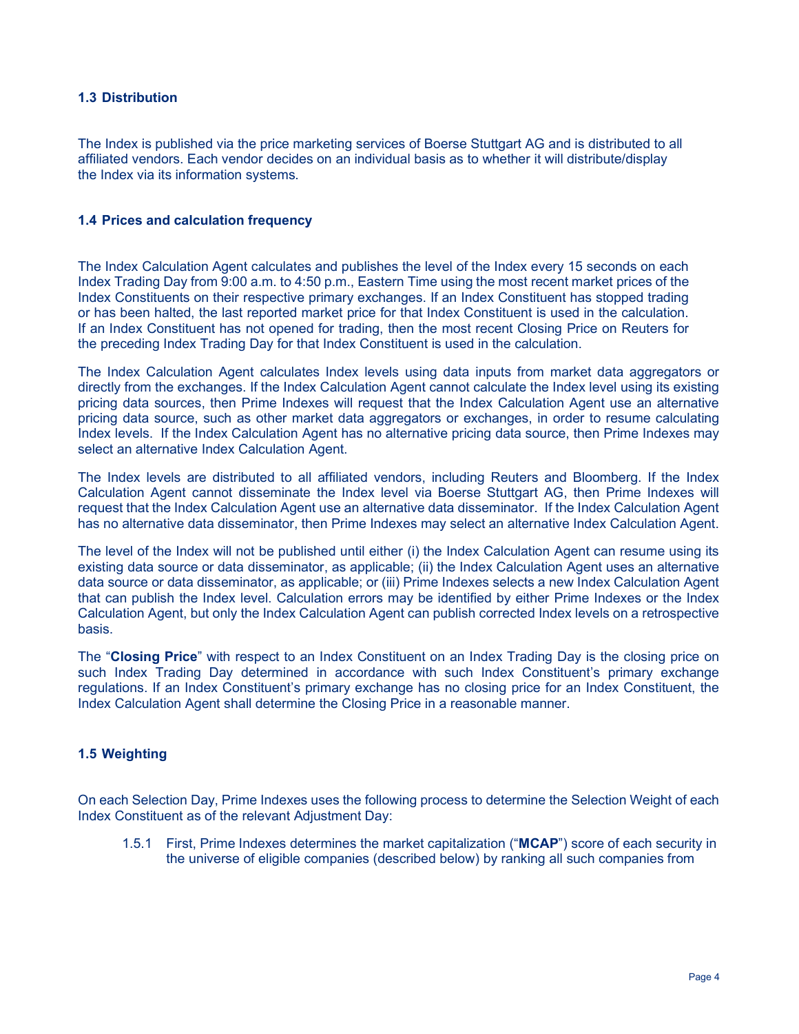### 1.3 Distribution

The Index is published via the price marketing services of Boerse Stuttgart AG and is distributed to all affiliated vendors. Each vendor decides on an individual basis as to whether it will distribute/display the Index via its information systems.

### 1.4 Prices and calculation frequency

The Index Calculation Agent calculates and publishes the level of the Index every 15 seconds on each Index Trading Day from 9:00 a.m. to 4:50 p.m., Eastern Time using the most recent market prices of the Index Constituents on their respective primary exchanges. If an Index Constituent has stopped trading or has been halted, the last reported market price for that Index Constituent is used in the calculation. If an Index Constituent has not opened for trading, then the most recent Closing Price on Reuters for the preceding Index Trading Day for that Index Constituent is used in the calculation.

The Index Calculation Agent calculates Index levels using data inputs from market data aggregators or directly from the exchanges. If the Index Calculation Agent cannot calculate the Index level using its existing pricing data sources, then Prime Indexes will request that the Index Calculation Agent use an alternative pricing data source, such as other market data aggregators or exchanges, in order to resume calculating Index levels. If the Index Calculation Agent has no alternative pricing data source, then Prime Indexes may select an alternative Index Calculation Agent.

The Index levels are distributed to all affiliated vendors, including Reuters and Bloomberg. If the Index Calculation Agent cannot disseminate the Index level via Boerse Stuttgart AG, then Prime Indexes will request that the Index Calculation Agent use an alternative data disseminator. If the Index Calculation Agent has no alternative data disseminator, then Prime Indexes may select an alternative Index Calculation Agent.

The level of the Index will not be published until either (i) the Index Calculation Agent can resume using its existing data source or data disseminator, as applicable; (ii) the Index Calculation Agent uses an alternative data source or data disseminator, as applicable; or (iii) Prime Indexes selects a new Index Calculation Agent that can publish the Index level. Calculation errors may be identified by either Prime Indexes or the Index Calculation Agent, but only the Index Calculation Agent can publish corrected Index levels on a retrospective basis.

The "**Closing Price**" with respect to an Index Constituent on an Index Trading Day is the closing price on such Index Trading Day determined in accordance with such Index Constituent's primary exchange regulations. If an Index Constituent's primary exchange has no closing price for an Index Constituent, the Index Calculation Agent shall determine the Closing Price in a reasonable manner.

### 1.5 Weighting

On each Selection Day, Prime Indexes uses the following process to determine the Selection Weight of each Index Constituent as of the relevant Adjustment Day:

1.5.1 First, Prime Indexes determines the market capitalization ("**MCAP**") score of each security in the universe of eligible companies (described below) by ranking all such companies from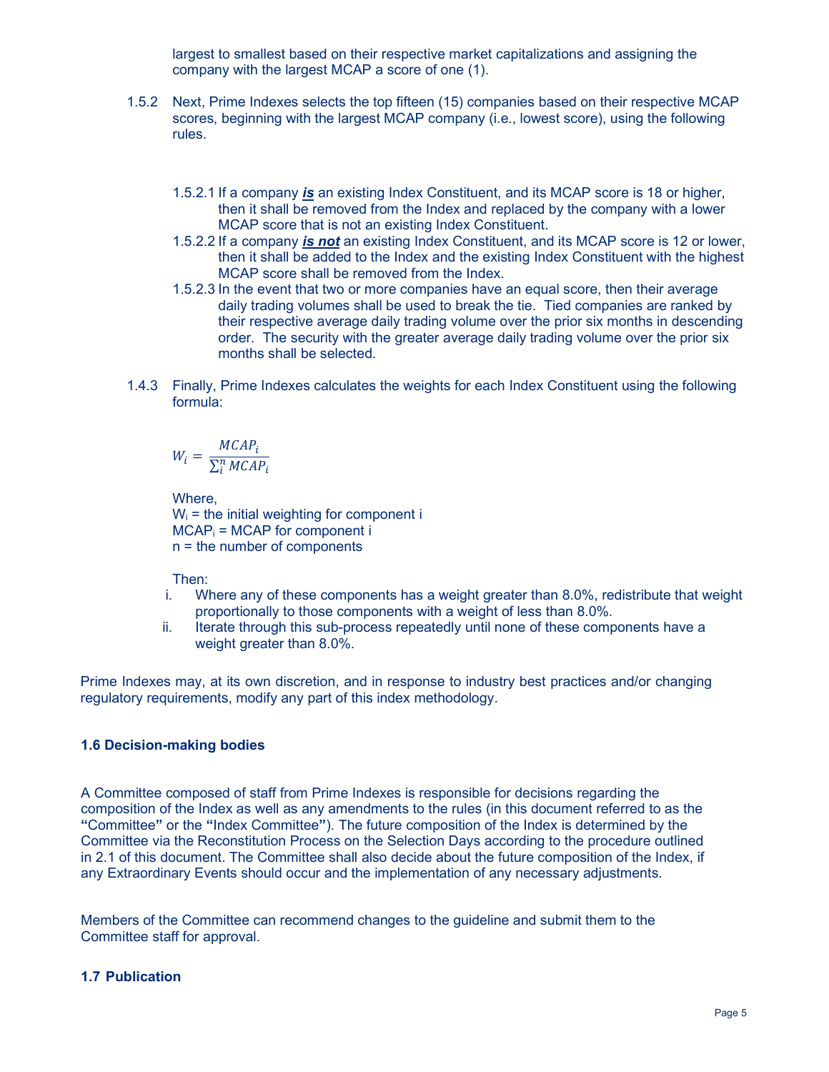largest to smallest based on their respective market capitalizations and assigning the company with the largest MCAP a score of one (1).

1.5.2 Next, Prime Indexes selects the top fifteen (15) companies based on their respective MCAP scores, beginning with the largest MCAP company (i.e., lowest score), using the following rules.

1.5.2.1 If a company ***is*** an existing Index Constituent, and its MCAP score is 18 or higher, then it shall be removed from the Index and replaced by the company with a lower MCAP score that is not an existing Index Constituent.

1.5.2.2 If a company ***is not*** an existing Index Constituent, and its MCAP score is 12 or lower, then it shall be added to the Index and the existing Index Constituent with the highest MCAP score shall be removed from the Index.

1.5.2.3 In the event that two or more companies have an equal score, then their average daily trading volumes shall be used to break the tie. Tied companies are ranked by their respective average daily trading volume over the prior six months in descending order. The security with the greater average daily trading volume over the prior six months shall be selected.

1.4.3 Finally, Prime Indexes calculates the weights for each Index Constituent using the following formula:

$$W_i = \frac{MCAP_i}{\sum_i^n MCAP_i}$$

Where,
$W_i$ = the initial weighting for component i
$MCAP_i$ = MCAP for component i
n = the number of components

Then:

i. Where any of these components has a weight greater than 8.0%, redistribute that weight proportionally to those components with a weight of less than 8.0%.
ii. Iterate through this sub-process repeatedly until none of these components have a weight greater than 8.0%.

Prime Indexes may, at its own discretion, and in response to industry best practices and/or changing regulatory requirements, modify any part of this index methodology.

### 1.6 Decision-making bodies

A Committee composed of staff from Prime Indexes is responsible for decisions regarding the composition of the Index as well as any amendments to the rules (in this document referred to as the **"**Committee**"** or the **"**Index Committee**"**). The future composition of the Index is determined by the Committee via the Reconstitution Process on the Selection Days according to the procedure outlined in 2.1 of this document. The Committee shall also decide about the future composition of the Index, if any Extraordinary Events should occur and the implementation of any necessary adjustments.

Members of the Committee can recommend changes to the guideline and submit them to the Committee staff for approval.

### 1.7 Publication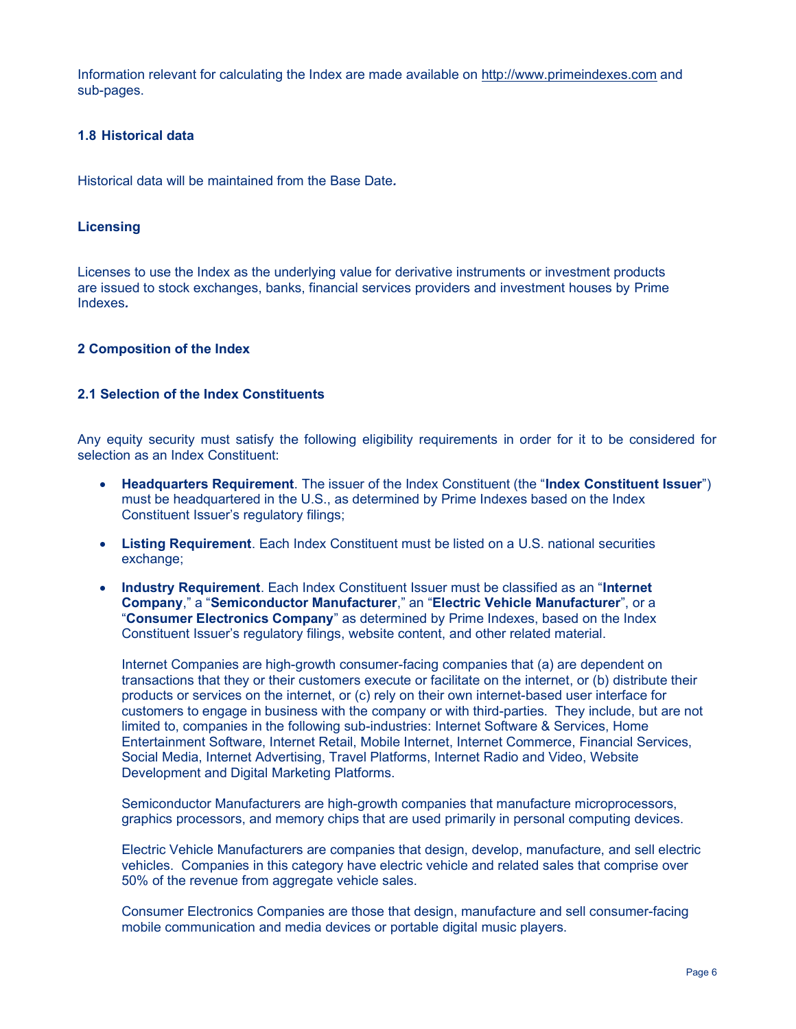Information relevant for calculating the Index are made available on http://www.primeindexes.com and sub-pages.

### 1.8 Historical data

Historical data will be maintained from the Base Date*.*

### Licensing

Licenses to use the Index as the underlying value for derivative instruments or investment products are issued to stock exchanges, banks, financial services providers and investment houses by Prime Indexes*.*

## 2 Composition of the Index

### 2.1 Selection of the Index Constituents

Any equity security must satisfy the following eligibility requirements in order for it to be considered for selection as an Index Constituent:

- **Headquarters Requirement**. The issuer of the Index Constituent (the "**Index Constituent Issuer**") must be headquartered in the U.S., as determined by Prime Indexes based on the Index Constituent Issuer's regulatory filings;
- **Listing Requirement**. Each Index Constituent must be listed on a U.S. national securities exchange;
- **Industry Requirement**. Each Index Constituent Issuer must be classified as an "**Internet Company**," a "**Semiconductor Manufacturer**," an "**Electric Vehicle Manufacturer**", or a "**Consumer Electronics Company**" as determined by Prime Indexes, based on the Index Constituent Issuer's regulatory filings, website content, and other related material.

  Internet Companies are high-growth consumer-facing companies that (a) are dependent on transactions that they or their customers execute or facilitate on the internet, or (b) distribute their products or services on the internet, or (c) rely on their own internet-based user interface for customers to engage in business with the company or with third-parties. They include, but are not limited to, companies in the following sub-industries: Internet Software & Services, Home Entertainment Software, Internet Retail, Mobile Internet, Internet Commerce, Financial Services, Social Media, Internet Advertising, Travel Platforms, Internet Radio and Video, Website Development and Digital Marketing Platforms.

  Semiconductor Manufacturers are high-growth companies that manufacture microprocessors, graphics processors, and memory chips that are used primarily in personal computing devices.

  Electric Vehicle Manufacturers are companies that design, develop, manufacture, and sell electric vehicles. Companies in this category have electric vehicle and related sales that comprise over 50% of the revenue from aggregate vehicle sales.

  Consumer Electronics Companies are those that design, manufacture and sell consumer-facing mobile communication and media devices or portable digital music players.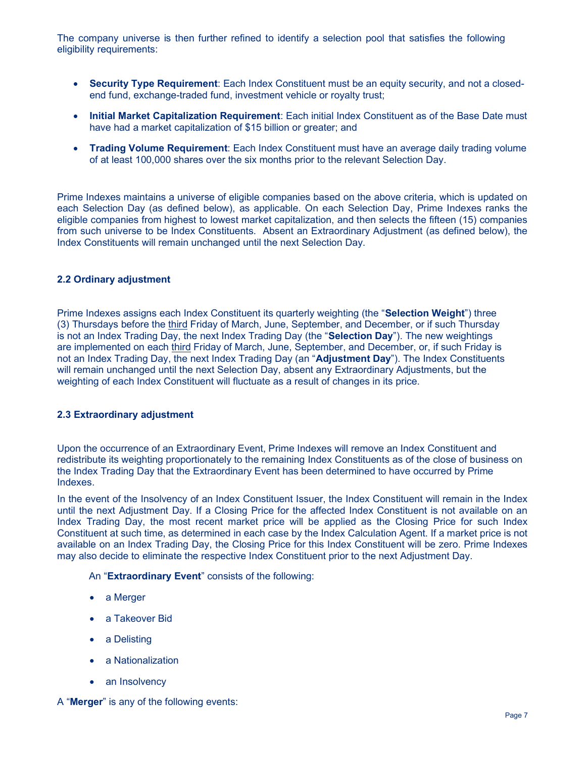The company universe is then further refined to identify a selection pool that satisfies the following eligibility requirements:

- **Security Type Requirement**: Each Index Constituent must be an equity security, and not a closed-end fund, exchange-traded fund, investment vehicle or royalty trust;
- **Initial Market Capitalization Requirement**: Each initial Index Constituent as of the Base Date must have had a market capitalization of $15 billion or greater; and
- **Trading Volume Requirement**: Each Index Constituent must have an average daily trading volume of at least 100,000 shares over the six months prior to the relevant Selection Day.

Prime Indexes maintains a universe of eligible companies based on the above criteria, which is updated on each Selection Day (as defined below), as applicable. On each Selection Day, Prime Indexes ranks the eligible companies from highest to lowest market capitalization, and then selects the fifteen (15) companies from such universe to be Index Constituents. Absent an Extraordinary Adjustment (as defined below), the Index Constituents will remain unchanged until the next Selection Day.

### 2.2 Ordinary adjustment

Prime Indexes assigns each Index Constituent its quarterly weighting (the "**Selection Weight**") three (3) Thursdays before the third Friday of March, June, September, and December, or if such Thursday is not an Index Trading Day, the next Index Trading Day (the "**Selection Day**"). The new weightings are implemented on each third Friday of March, June, September, and December, or, if such Friday is not an Index Trading Day, the next Index Trading Day (an "**Adjustment Day**"). The Index Constituents will remain unchanged until the next Selection Day, absent any Extraordinary Adjustments, but the weighting of each Index Constituent will fluctuate as a result of changes in its price.

### 2.3 Extraordinary adjustment

Upon the occurrence of an Extraordinary Event, Prime Indexes will remove an Index Constituent and redistribute its weighting proportionately to the remaining Index Constituents as of the close of business on the Index Trading Day that the Extraordinary Event has been determined to have occurred by Prime Indexes.

In the event of the Insolvency of an Index Constituent Issuer, the Index Constituent will remain in the Index until the next Adjustment Day. If a Closing Price for the affected Index Constituent is not available on an Index Trading Day, the most recent market price will be applied as the Closing Price for such Index Constituent at such time, as determined in each case by the Index Calculation Agent. If a market price is not available on an Index Trading Day, the Closing Price for this Index Constituent will be zero. Prime Indexes may also decide to eliminate the respective Index Constituent prior to the next Adjustment Day.

An "**Extraordinary Event**" consists of the following:

- a Merger
- a Takeover Bid
- a Delisting
- a Nationalization
- an Insolvency

A "**Merger**" is any of the following events: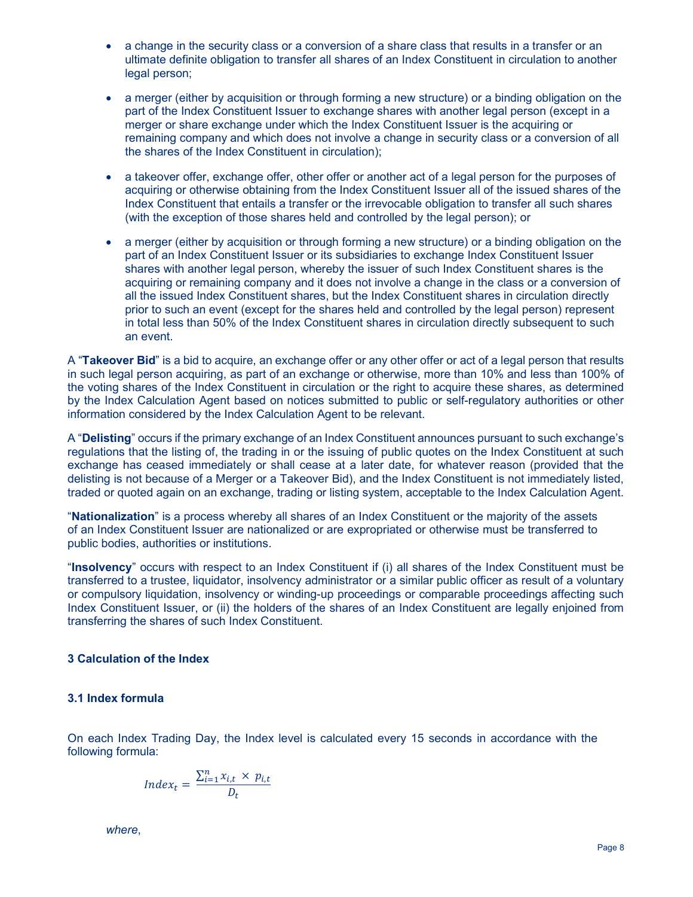- a change in the security class or a conversion of a share class that results in a transfer or an ultimate definite obligation to transfer all shares of an Index Constituent in circulation to another legal person;
- a merger (either by acquisition or through forming a new structure) or a binding obligation on the part of the Index Constituent Issuer to exchange shares with another legal person (except in a merger or share exchange under which the Index Constituent Issuer is the acquiring or remaining company and which does not involve a change in security class or a conversion of all the shares of the Index Constituent in circulation);
- a takeover offer, exchange offer, other offer or another act of a legal person for the purposes of acquiring or otherwise obtaining from the Index Constituent Issuer all of the issued shares of the Index Constituent that entails a transfer or the irrevocable obligation to transfer all such shares (with the exception of those shares held and controlled by the legal person); or
- a merger (either by acquisition or through forming a new structure) or a binding obligation on the part of an Index Constituent Issuer or its subsidiaries to exchange Index Constituent Issuer shares with another legal person, whereby the issuer of such Index Constituent shares is the acquiring or remaining company and it does not involve a change in the class or a conversion of all the issued Index Constituent shares, but the Index Constituent shares in circulation directly prior to such an event (except for the shares held and controlled by the legal person) represent in total less than 50% of the Index Constituent shares in circulation directly subsequent to such an event.

A "**Takeover Bid**" is a bid to acquire, an exchange offer or any other offer or act of a legal person that results in such legal person acquiring, as part of an exchange or otherwise, more than 10% and less than 100% of the voting shares of the Index Constituent in circulation or the right to acquire these shares, as determined by the Index Calculation Agent based on notices submitted to public or self-regulatory authorities or other information considered by the Index Calculation Agent to be relevant.

A "**Delisting**" occurs if the primary exchange of an Index Constituent announces pursuant to such exchange's regulations that the listing of, the trading in or the issuing of public quotes on the Index Constituent at such exchange has ceased immediately or shall cease at a later date, for whatever reason (provided that the delisting is not because of a Merger or a Takeover Bid), and the Index Constituent is not immediately listed, traded or quoted again on an exchange, trading or listing system, acceptable to the Index Calculation Agent.

"**Nationalization**" is a process whereby all shares of an Index Constituent or the majority of the assets of an Index Constituent Issuer are nationalized or are expropriated or otherwise must be transferred to public bodies, authorities or institutions.

"**Insolvency**" occurs with respect to an Index Constituent if (i) all shares of the Index Constituent must be transferred to a trustee, liquidator, insolvency administrator or a similar public officer as result of a voluntary or compulsory liquidation, insolvency or winding-up proceedings or comparable proceedings affecting such Index Constituent Issuer, or (ii) the holders of the shares of an Index Constituent are legally enjoined from transferring the shares of such Index Constituent.

## 3 Calculation of the Index

### 3.1 Index formula

On each Index Trading Day, the Index level is calculated every 15 seconds in accordance with the following formula:

$$Index_t = \frac{\sum_{i=1}^{n} x_{i,t} \times p_{i,t}}{D_t}$$

*where*,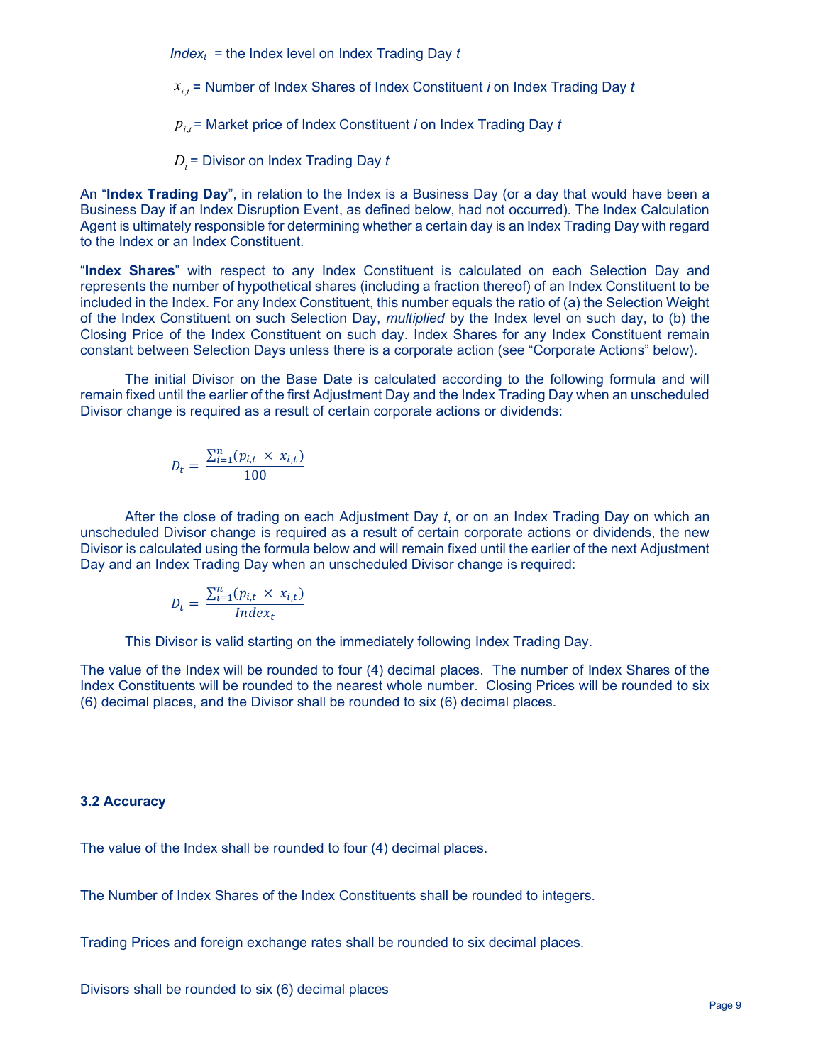$Index_t$ = the Index level on Index Trading Day $t$

$x_{i,t}$ = Number of Index Shares of Index Constituent $i$ on Index Trading Day $t$

$p_{i,t}$ = Market price of Index Constituent $i$ on Index Trading Day $t$

$D_t$ = Divisor on Index Trading Day $t$

An "**Index Trading Day**", in relation to the Index is a Business Day (or a day that would have been a Business Day if an Index Disruption Event, as defined below, had not occurred). The Index Calculation Agent is ultimately responsible for determining whether a certain day is an Index Trading Day with regard to the Index or an Index Constituent.

"**Index Shares**" with respect to any Index Constituent is calculated on each Selection Day and represents the number of hypothetical shares (including a fraction thereof) of an Index Constituent to be included in the Index. For any Index Constituent, this number equals the ratio of (a) the Selection Weight of the Index Constituent on such Selection Day, *multiplied* by the Index level on such day, to (b) the Closing Price of the Index Constituent on such day. Index Shares for any Index Constituent remain constant between Selection Days unless there is a corporate action (see "Corporate Actions" below).

The initial Divisor on the Base Date is calculated according to the following formula and will remain fixed until the earlier of the first Adjustment Day and the Index Trading Day when an unscheduled Divisor change is required as a result of certain corporate actions or dividends:

$$D_t = \frac{\sum_{i=1}^{n}(p_{i,t} \times x_{i,t})}{100}$$

After the close of trading on each Adjustment Day $t$, or on an Index Trading Day on which an unscheduled Divisor change is required as a result of certain corporate actions or dividends, the new Divisor is calculated using the formula below and will remain fixed until the earlier of the next Adjustment Day and an Index Trading Day when an unscheduled Divisor change is required:

$$D_t = \frac{\sum_{i=1}^{n}(p_{i,t} \times x_{i,t})}{Index_t}$$

This Divisor is valid starting on the immediately following Index Trading Day.

The value of the Index will be rounded to four (4) decimal places. The number of Index Shares of the Index Constituents will be rounded to the nearest whole number. Closing Prices will be rounded to six (6) decimal places, and the Divisor shall be rounded to six (6) decimal places.

### 3.2 Accuracy

The value of the Index shall be rounded to four (4) decimal places.

The Number of Index Shares of the Index Constituents shall be rounded to integers.

Trading Prices and foreign exchange rates shall be rounded to six decimal places.

Divisors shall be rounded to six (6) decimal places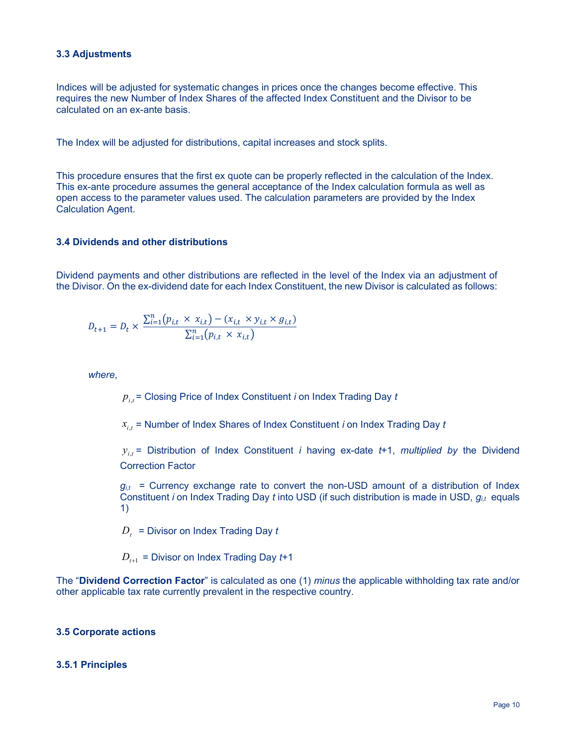### 3.3 Adjustments

Indices will be adjusted for systematic changes in prices once the changes become effective. This requires the new Number of Index Shares of the affected Index Constituent and the Divisor to be calculated on an ex-ante basis.

The Index will be adjusted for distributions, capital increases and stock splits.

This procedure ensures that the first ex quote can be properly reflected in the calculation of the Index. This ex-ante procedure assumes the general acceptance of the Index calculation formula as well as open access to the parameter values used. The calculation parameters are provided by the Index Calculation Agent.

### 3.4 Dividends and other distributions

Dividend payments and other distributions are reflected in the level of the Index via an adjustment of the Divisor. On the ex-dividend date for each Index Constituent, the new Divisor is calculated as follows:

$$D_{t+1} = D_t \times \frac{\sum_{i=1}^{n}(p_{i,t} \times x_{i,t}) - (x_{i,t} \times y_{i,t} \times g_{i,t})}{\sum_{i=1}^{n}(p_{i,t} \times x_{i,t})}$$

*where*,

$p_{i,t}$ = Closing Price of Index Constituent *i* on Index Trading Day *t*

$x_{i,t}$ = Number of Index Shares of Index Constituent *i* on Index Trading Day *t*

$y_{i,t}$ = Distribution of Index Constituent *i* having ex-date *t*+1, *multiplied by* the Dividend Correction Factor

$g_{i,t}$ = Currency exchange rate to convert the non-USD amount of a distribution of Index Constituent *i* on Index Trading Day *t* into USD (if such distribution is made in USD, $g_{i,t}$ equals 1)

$D_t$ = Divisor on Index Trading Day *t*

$D_{t+1}$ = Divisor on Index Trading Day *t*+1

The "**Dividend Correction Factor**" is calculated as one (1) *minus* the applicable withholding tax rate and/or other applicable tax rate currently prevalent in the respective country.

### 3.5 Corporate actions

#### 3.5.1 Principles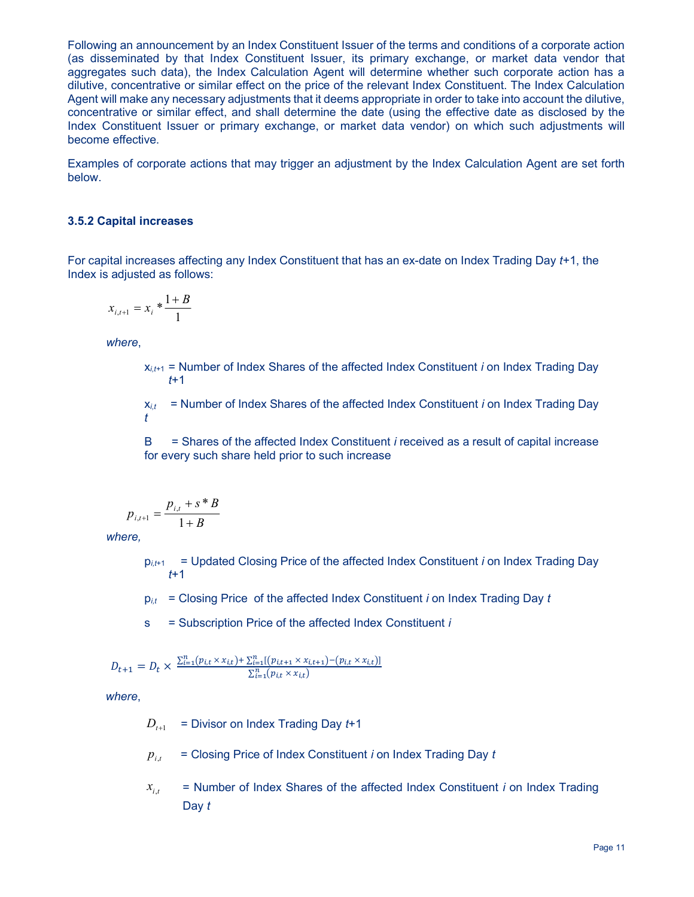Following an announcement by an Index Constituent Issuer of the terms and conditions of a corporate action (as disseminated by that Index Constituent Issuer, its primary exchange, or market data vendor that aggregates such data), the Index Calculation Agent will determine whether such corporate action has a dilutive, concentrative or similar effect on the price of the relevant Index Constituent. The Index Calculation Agent will make any necessary adjustments that it deems appropriate in order to take into account the dilutive, concentrative or similar effect, and shall determine the date (using the effective date as disclosed by the Index Constituent Issuer or primary exchange, or market data vendor) on which such adjustments will become effective.

Examples of corporate actions that may trigger an adjustment by the Index Calculation Agent are set forth below.

### 3.5.2 Capital increases

For capital increases affecting any Index Constituent that has an ex-date on Index Trading Day $t$+1, the Index is adjusted as follows:

$$x_{i,t+1} = x_i * \frac{1+B}{1}$$

*where*,

$x_{i,t+1}$ = Number of Index Shares of the affected Index Constituent $i$ on Index Trading Day $t$+1

$x_{i,t}$ = Number of Index Shares of the affected Index Constituent $i$ on Index Trading Day $t$

B = Shares of the affected Index Constituent $i$ received as a result of capital increase for every such share held prior to such increase

$$p_{i,t+1} = \frac{p_{i,t} + s * B}{1+B}$$

*where,*

$p_{i,t+1}$ = Updated Closing Price of the affected Index Constituent $i$ on Index Trading Day $t$+1

$p_{i,t}$ = Closing Price of the affected Index Constituent $i$ on Index Trading Day $t$

s = Subscription Price of the affected Index Constituent $i$

$$D_{t+1} = D_t \times \frac{\sum_{i=1}^{n}(p_{i,t} \times x_{i,t}) + \sum_{i=1}^{n}[(p_{i,t+1} \times x_{i,t+1}) - (p_{i,t} \times x_{i,t})]}{\sum_{i=1}^{n}(p_{i,t} \times x_{i,t})}$$

*where*,

$D_{t+1}$ = Divisor on Index Trading Day $t$+1

$p_{i,t}$ = Closing Price of Index Constituent $i$ on Index Trading Day $t$

$x_{i,t}$ = Number of Index Shares of the affected Index Constituent $i$ on Index Trading Day $t$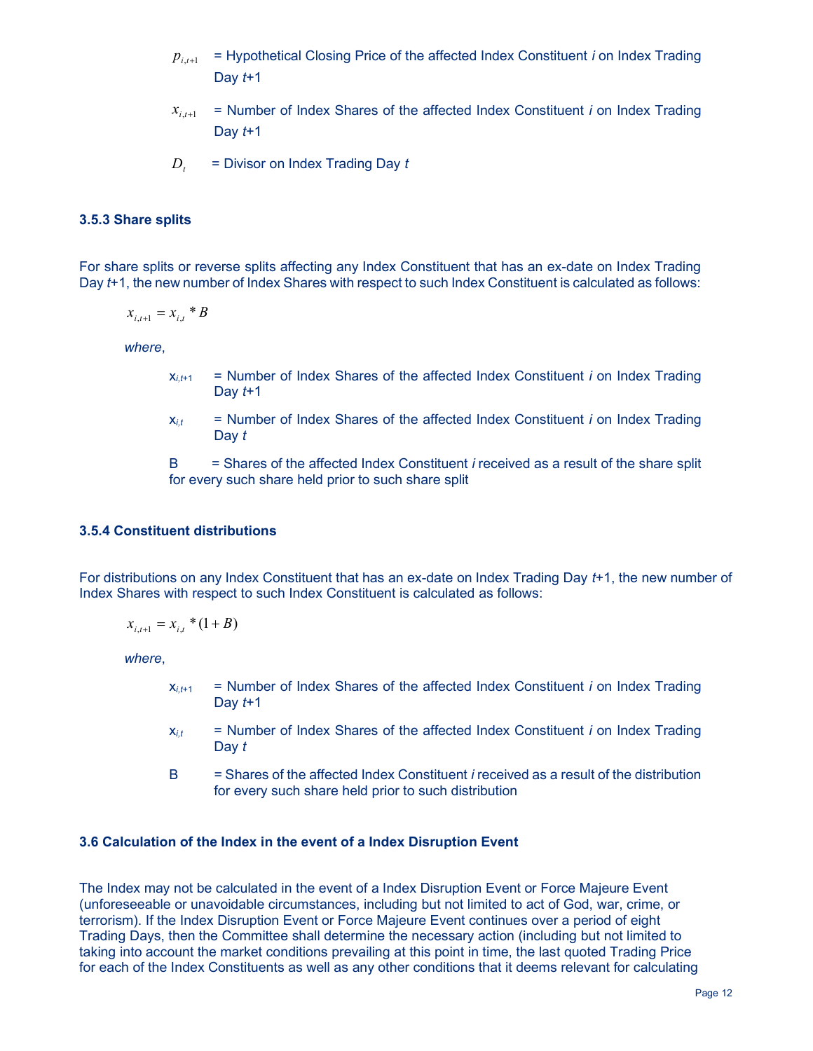$p_{i,t+1}$ = Hypothetical Closing Price of the affected Index Constituent *i* on Index Trading Day *t*+1

$x_{i,t+1}$ = Number of Index Shares of the affected Index Constituent *i* on Index Trading Day *t*+1

$D_t$ = Divisor on Index Trading Day *t*

### 3.5.3 Share splits

For share splits or reverse splits affecting any Index Constituent that has an ex-date on Index Trading Day *t*+1, the new number of Index Shares with respect to such Index Constituent is calculated as follows:

$$x_{i,t+1} = x_{i,t} * B$$

*where*,

$x_{i,t+1}$ = Number of Index Shares of the affected Index Constituent *i* on Index Trading Day *t*+1

$x_{i,t}$ = Number of Index Shares of the affected Index Constituent *i* on Index Trading Day *t*

B = Shares of the affected Index Constituent *i* received as a result of the share split for every such share held prior to such share split

### 3.5.4 Constituent distributions

For distributions on any Index Constituent that has an ex-date on Index Trading Day *t*+1, the new number of Index Shares with respect to such Index Constituent is calculated as follows:

$$x_{i,t+1} = x_{i,t} * (1 + B)$$

*where*,

$x_{i,t+1}$ = Number of Index Shares of the affected Index Constituent *i* on Index Trading Day *t*+1

$x_{i,t}$ = Number of Index Shares of the affected Index Constituent *i* on Index Trading Day *t*

B = Shares of the affected Index Constituent *i* received as a result of the distribution for every such share held prior to such distribution

### 3.6 Calculation of the Index in the event of a Index Disruption Event

The Index may not be calculated in the event of a Index Disruption Event or Force Majeure Event (unforeseeable or unavoidable circumstances, including but not limited to act of God, war, crime, or terrorism). If the Index Disruption Event or Force Majeure Event continues over a period of eight Trading Days, then the Committee shall determine the necessary action (including but not limited to taking into account the market conditions prevailing at this point in time, the last quoted Trading Price for each of the Index Constituents as well as any other conditions that it deems relevant for calculating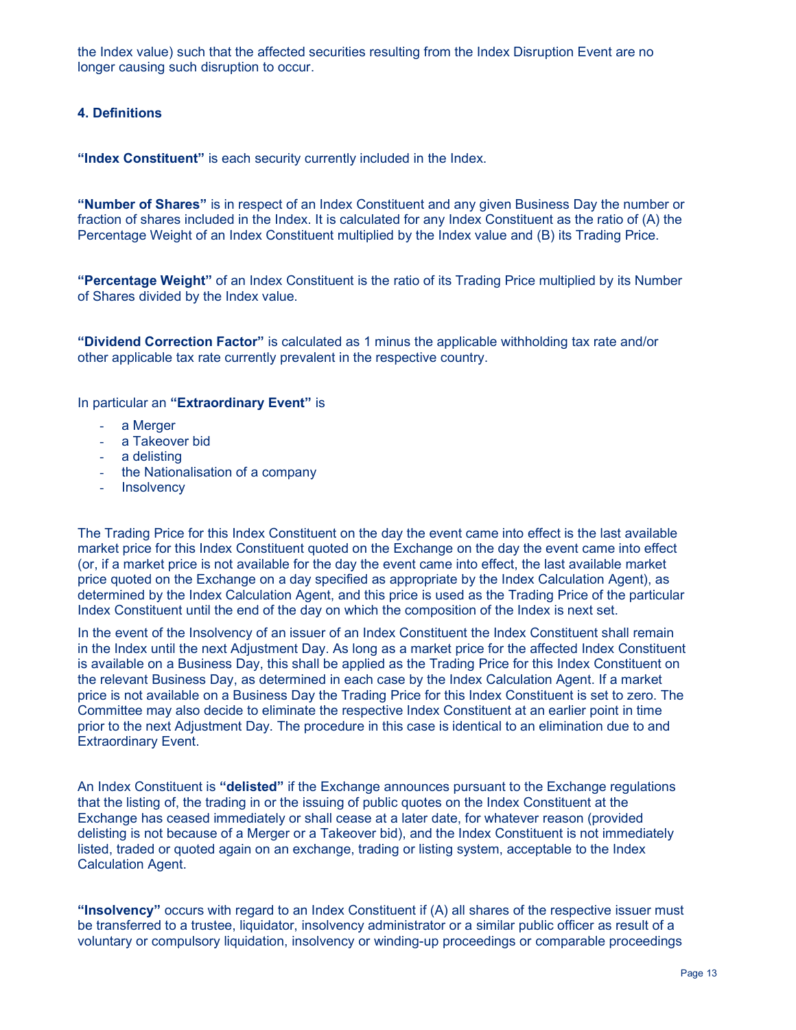the Index value) such that the affected securities resulting from the Index Disruption Event are no longer causing such disruption to occur.

### 4. Definitions

**"Index Constituent"** is each security currently included in the Index.

**"Number of Shares"** is in respect of an Index Constituent and any given Business Day the number or fraction of shares included in the Index. It is calculated for any Index Constituent as the ratio of (A) the Percentage Weight of an Index Constituent multiplied by the Index value and (B) its Trading Price.

**"Percentage Weight"** of an Index Constituent is the ratio of its Trading Price multiplied by its Number of Shares divided by the Index value.

**"Dividend Correction Factor"** is calculated as 1 minus the applicable withholding tax rate and/or other applicable tax rate currently prevalent in the respective country.

In particular an **"Extraordinary Event"** is

- a Merger
- a Takeover bid
- a delisting
- the Nationalisation of a company
- Insolvency

The Trading Price for this Index Constituent on the day the event came into effect is the last available market price for this Index Constituent quoted on the Exchange on the day the event came into effect (or, if a market price is not available for the day the event came into effect, the last available market price quoted on the Exchange on a day specified as appropriate by the Index Calculation Agent), as determined by the Index Calculation Agent, and this price is used as the Trading Price of the particular Index Constituent until the end of the day on which the composition of the Index is next set.

In the event of the Insolvency of an issuer of an Index Constituent the Index Constituent shall remain in the Index until the next Adjustment Day. As long as a market price for the affected Index Constituent is available on a Business Day, this shall be applied as the Trading Price for this Index Constituent on the relevant Business Day, as determined in each case by the Index Calculation Agent. If a market price is not available on a Business Day the Trading Price for this Index Constituent is set to zero. The Committee may also decide to eliminate the respective Index Constituent at an earlier point in time prior to the next Adjustment Day. The procedure in this case is identical to an elimination due to and Extraordinary Event.

An Index Constituent is **"delisted"** if the Exchange announces pursuant to the Exchange regulations that the listing of, the trading in or the issuing of public quotes on the Index Constituent at the Exchange has ceased immediately or shall cease at a later date, for whatever reason (provided delisting is not because of a Merger or a Takeover bid), and the Index Constituent is not immediately listed, traded or quoted again on an exchange, trading or listing system, acceptable to the Index Calculation Agent.

**"Insolvency"** occurs with regard to an Index Constituent if (A) all shares of the respective issuer must be transferred to a trustee, liquidator, insolvency administrator or a similar public officer as result of a voluntary or compulsory liquidation, insolvency or winding-up proceedings or comparable proceedings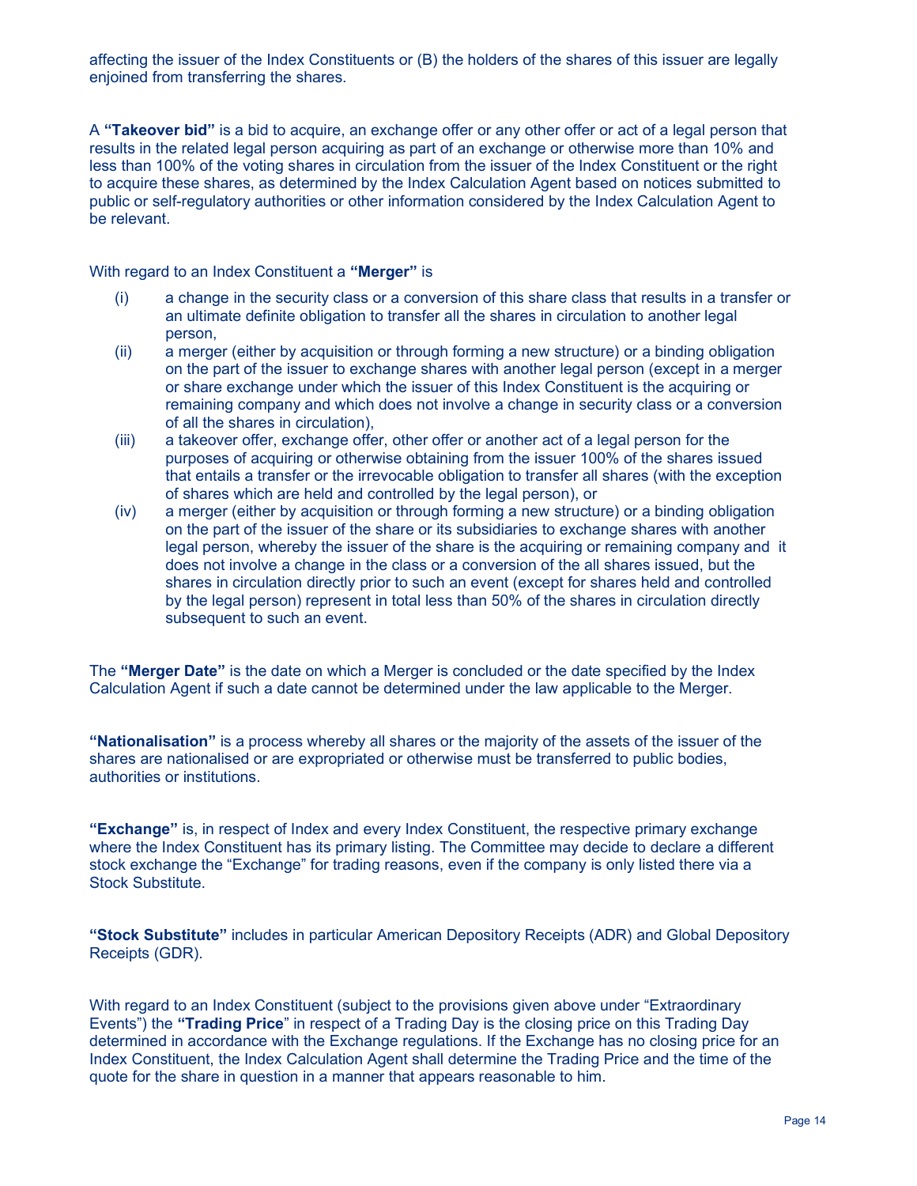affecting the issuer of the Index Constituents or (B) the holders of the shares of this issuer are legally enjoined from transferring the shares.

A **"Takeover bid"** is a bid to acquire, an exchange offer or any other offer or act of a legal person that results in the related legal person acquiring as part of an exchange or otherwise more than 10% and less than 100% of the voting shares in circulation from the issuer of the Index Constituent or the right to acquire these shares, as determined by the Index Calculation Agent based on notices submitted to public or self-regulatory authorities or other information considered by the Index Calculation Agent to be relevant.

With regard to an Index Constituent a **"Merger"** is

(i) a change in the security class or a conversion of this share class that results in a transfer or an ultimate definite obligation to transfer all the shares in circulation to another legal person,

(ii) a merger (either by acquisition or through forming a new structure) or a binding obligation on the part of the issuer to exchange shares with another legal person (except in a merger or share exchange under which the issuer of this Index Constituent is the acquiring or remaining company and which does not involve a change in security class or a conversion of all the shares in circulation),

(iii) a takeover offer, exchange offer, other offer or another act of a legal person for the purposes of acquiring or otherwise obtaining from the issuer 100% of the shares issued that entails a transfer or the irrevocable obligation to transfer all shares (with the exception of shares which are held and controlled by the legal person), or

(iv) a merger (either by acquisition or through forming a new structure) or a binding obligation on the part of the issuer of the share or its subsidiaries to exchange shares with another legal person, whereby the issuer of the share is the acquiring or remaining company and it does not involve a change in the class or a conversion of the all shares issued, but the shares in circulation directly prior to such an event (except for shares held and controlled by the legal person) represent in total less than 50% of the shares in circulation directly subsequent to such an event.

The **"Merger Date"** is the date on which a Merger is concluded or the date specified by the Index Calculation Agent if such a date cannot be determined under the law applicable to the Merger.

**"Nationalisation"** is a process whereby all shares or the majority of the assets of the issuer of the shares are nationalised or are expropriated or otherwise must be transferred to public bodies, authorities or institutions.

**"Exchange"** is, in respect of Index and every Index Constituent, the respective primary exchange where the Index Constituent has its primary listing. The Committee may decide to declare a different stock exchange the "Exchange" for trading reasons, even if the company is only listed there via a Stock Substitute.

**"Stock Substitute"** includes in particular American Depository Receipts (ADR) and Global Depository Receipts (GDR).

With regard to an Index Constituent (subject to the provisions given above under "Extraordinary Events") the **"Trading Price"** in respect of a Trading Day is the closing price on this Trading Day determined in accordance with the Exchange regulations. If the Exchange has no closing price for an Index Constituent, the Index Calculation Agent shall determine the Trading Price and the time of the quote for the share in question in a manner that appears reasonable to him.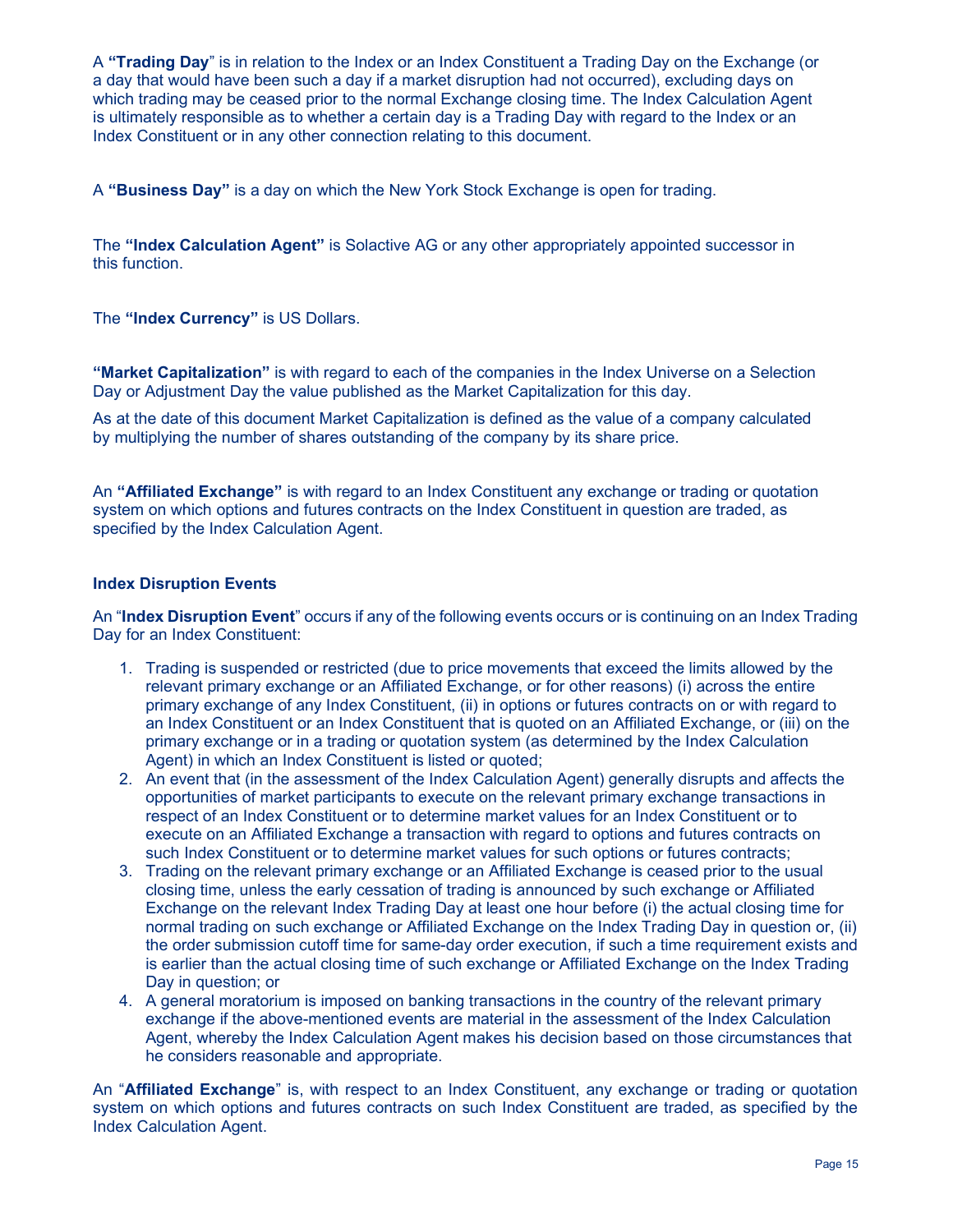A **"Trading Day**" is in relation to the Index or an Index Constituent a Trading Day on the Exchange (or a day that would have been such a day if a market disruption had not occurred), excluding days on which trading may be ceased prior to the normal Exchange closing time. The Index Calculation Agent is ultimately responsible as to whether a certain day is a Trading Day with regard to the Index or an Index Constituent or in any other connection relating to this document.

A **"Business Day"** is a day on which the New York Stock Exchange is open for trading.

The **"Index Calculation Agent"** is Solactive AG or any other appropriately appointed successor in this function.

The **"Index Currency"** is US Dollars.

**"Market Capitalization"** is with regard to each of the companies in the Index Universe on a Selection Day or Adjustment Day the value published as the Market Capitalization for this day.

As at the date of this document Market Capitalization is defined as the value of a company calculated by multiplying the number of shares outstanding of the company by its share price.

An **"Affiliated Exchange"** is with regard to an Index Constituent any exchange or trading or quotation system on which options and futures contracts on the Index Constituent in question are traded, as specified by the Index Calculation Agent.

**Index Disruption Events**

An "**Index Disruption Event**" occurs if any of the following events occurs or is continuing on an Index Trading Day for an Index Constituent:

1. Trading is suspended or restricted (due to price movements that exceed the limits allowed by the relevant primary exchange or an Affiliated Exchange, or for other reasons) (i) across the entire primary exchange of any Index Constituent, (ii) in options or futures contracts on or with regard to an Index Constituent or an Index Constituent that is quoted on an Affiliated Exchange, or (iii) on the primary exchange or in a trading or quotation system (as determined by the Index Calculation Agent) in which an Index Constituent is listed or quoted;
2. An event that (in the assessment of the Index Calculation Agent) generally disrupts and affects the opportunities of market participants to execute on the relevant primary exchange transactions in respect of an Index Constituent or to determine market values for an Index Constituent or to execute on an Affiliated Exchange a transaction with regard to options and futures contracts on such Index Constituent or to determine market values for such options or futures contracts;
3. Trading on the relevant primary exchange or an Affiliated Exchange is ceased prior to the usual closing time, unless the early cessation of trading is announced by such exchange or Affiliated Exchange on the relevant Index Trading Day at least one hour before (i) the actual closing time for normal trading on such exchange or Affiliated Exchange on the Index Trading Day in question or, (ii) the order submission cutoff time for same-day order execution, if such a time requirement exists and is earlier than the actual closing time of such exchange or Affiliated Exchange on the Index Trading Day in question; or
4. A general moratorium is imposed on banking transactions in the country of the relevant primary exchange if the above-mentioned events are material in the assessment of the Index Calculation Agent, whereby the Index Calculation Agent makes his decision based on those circumstances that he considers reasonable and appropriate.

An "**Affiliated Exchange**" is, with respect to an Index Constituent, any exchange or trading or quotation system on which options and futures contracts on such Index Constituent are traded, as specified by the Index Calculation Agent.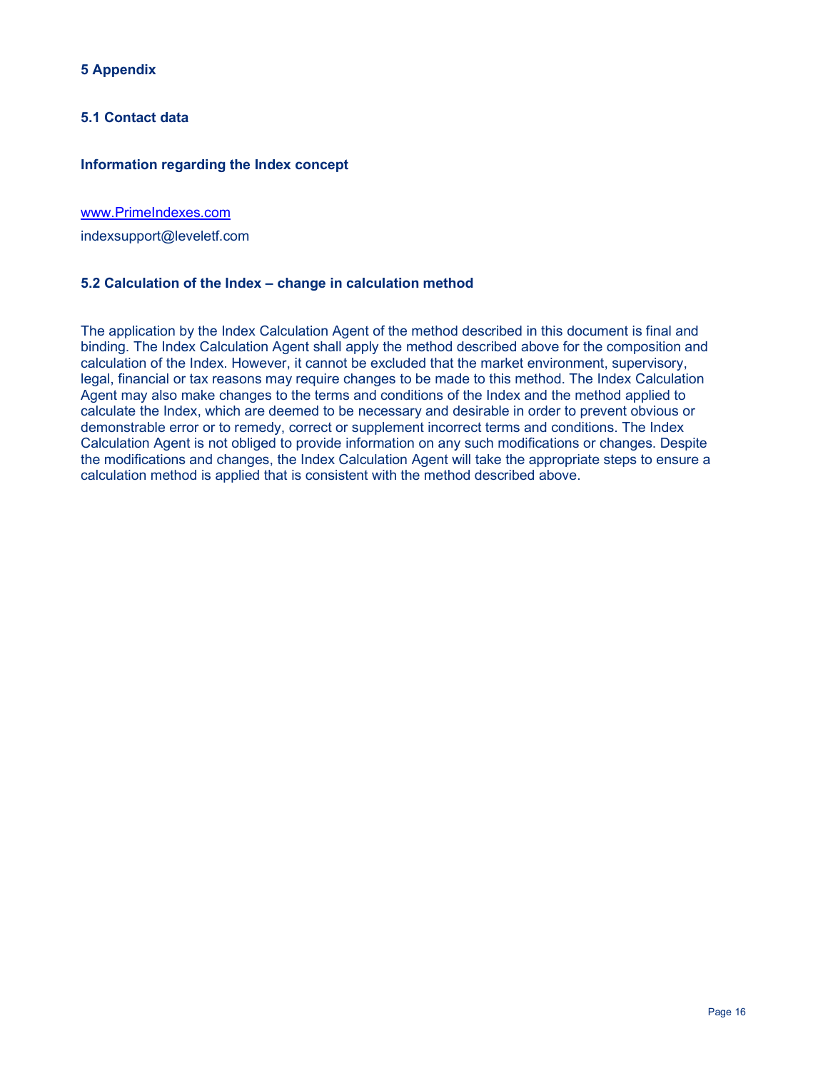# 5 Appendix

## 5.1 Contact data

### Information regarding the Index concept

www.PrimeIndexes.com

indexsupport@leveletf.com

## 5.2 Calculation of the Index – change in calculation method

The application by the Index Calculation Agent of the method described in this document is final and binding. The Index Calculation Agent shall apply the method described above for the composition and calculation of the Index. However, it cannot be excluded that the market environment, supervisory, legal, financial or tax reasons may require changes to be made to this method. The Index Calculation Agent may also make changes to the terms and conditions of the Index and the method applied to calculate the Index, which are deemed to be necessary and desirable in order to prevent obvious or demonstrable error or to remedy, correct or supplement incorrect terms and conditions. The Index Calculation Agent is not obliged to provide information on any such modifications or changes. Despite the modifications and changes, the Index Calculation Agent will take the appropriate steps to ensure a calculation method is applied that is consistent with the method described above.